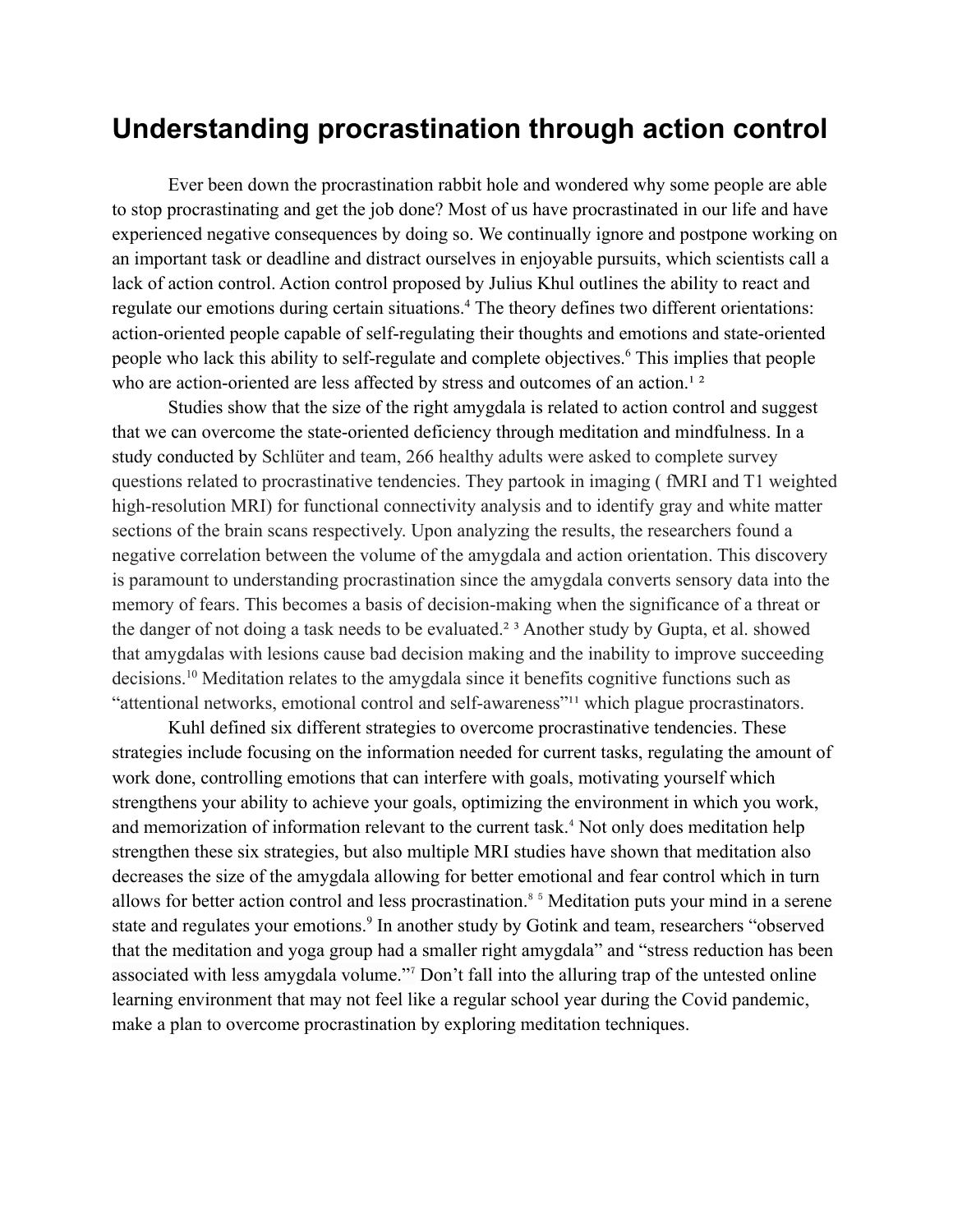# Understanding procrastination through action control

Ever been down the procrastination rabbit hole and wondered why some people are able to stop procrastinating and get the job done? Most of us have procrastinated in our life and have experienced negative consequences by doing so. We continually ignore and postpone working on an important task or deadline and distract ourselves in enjoyable pursuits, which scientists call a lack of action control. Action control proposed by Julius Khul outlines the ability to react and regulate our emotions during certain situations.[4] The theory defines two different orientations: action-oriented people capable of self-regulating their thoughts and emotions and state-oriented people who lack this ability to self-regulate and complete objectives.[6] This implies that people who are action-oriented are less affected by stress and outcomes of an action.[1 2]

Studies show that the size of the right amygdala is related to action control and suggest that we can overcome the state-oriented deficiency through meditation and mindfulness. In a study conducted by Schlüter and team, 266 healthy adults were asked to complete survey questions related to procrastinative tendencies. They partook in imaging ( fMRI and T1 weighted high-resolution MRI) for functional connectivity analysis and to identify gray and white matter sections of the brain scans respectively. Upon analyzing the results, the researchers found a negative correlation between the volume of the amygdala and action orientation. This discovery is paramount to understanding procrastination since the amygdala converts sensory data into the memory of fears. This becomes a basis of decision-making when the significance of a threat or the danger of not doing a task needs to be evaluated.[2 3] Another study by Gupta, et al. showed that amygdalas with lesions cause bad decision making and the inability to improve succeeding decisions.[10] Meditation relates to the amygdala since it benefits cognitive functions such as "attentional networks, emotional control and self-awareness"[11] which plague procrastinators.

Kuhl defined six different strategies to overcome procrastinative tendencies. These strategies include focusing on the information needed for current tasks, regulating the amount of work done, controlling emotions that can interfere with goals, motivating yourself which strengthens your ability to achieve your goals, optimizing the environment in which you work, and memorization of information relevant to the current task.[4] Not only does meditation help strengthen these six strategies, but also multiple MRI studies have shown that meditation also decreases the size of the amygdala allowing for better emotional and fear control which in turn allows for better action control and less procrastination.[8 5] Meditation puts your mind in a serene state and regulates your emotions.[9] In another study by Gotink and team, researchers "observed that the meditation and yoga group had a smaller right amygdala" and "stress reduction has been associated with less amygdala volume."[7] Don't fall into the alluring trap of the untested online learning environment that may not feel like a regular school year during the Covid pandemic, make a plan to overcome procrastination by exploring meditation techniques.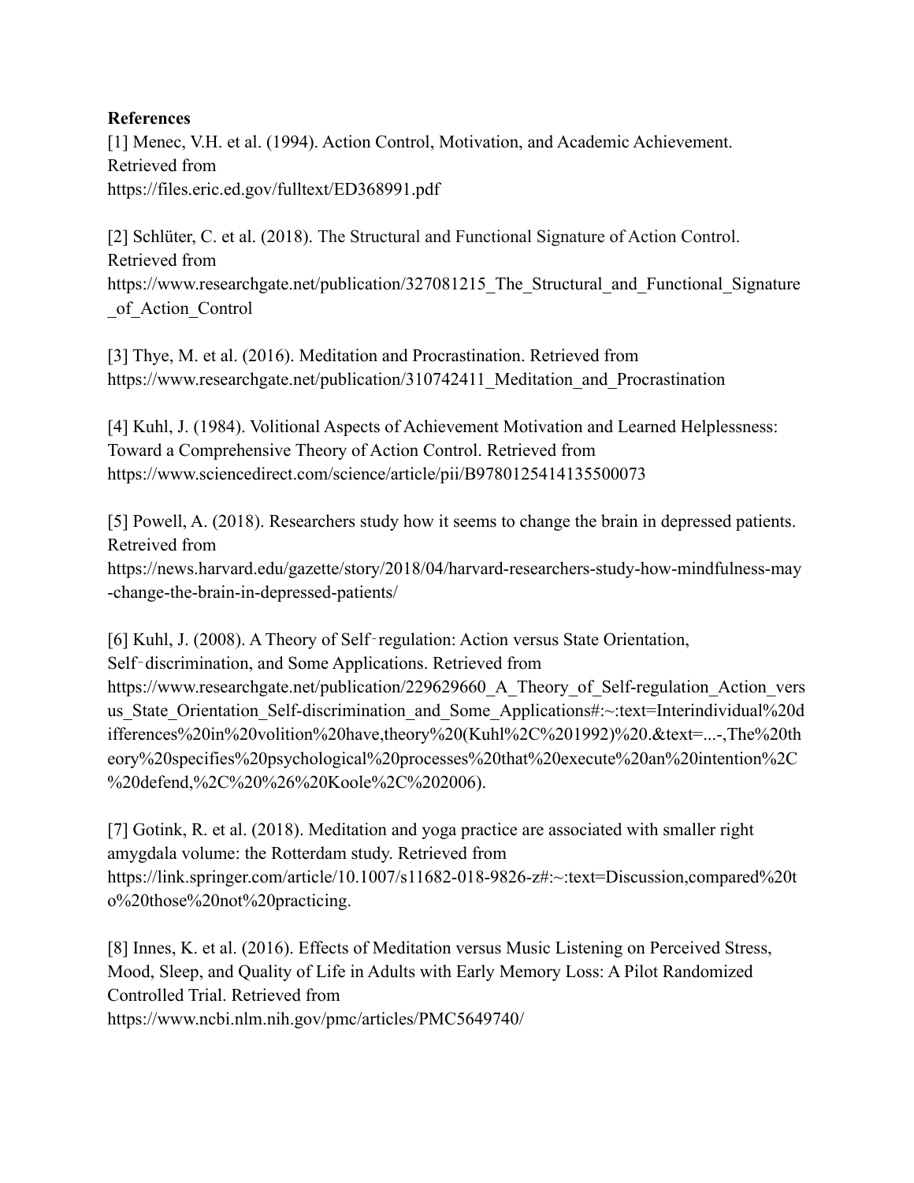**References**

[1] Menec, V.H. et al. (1994). Action Control, Motivation, and Academic Achievement. Retrieved from
https://files.eric.ed.gov/fulltext/ED368991.pdf

[2] Schlüter, C. et al. (2018). The Structural and Functional Signature of Action Control. Retrieved from
https://www.researchgate.net/publication/327081215_The_Structural_and_Functional_Signature_of_Action_Control

[3] Thye, M. et al. (2016). Meditation and Procrastination. Retrieved from
https://www.researchgate.net/publication/310742411_Meditation_and_Procrastination

[4] Kuhl, J. (1984). Volitional Aspects of Achievement Motivation and Learned Helplessness: Toward a Comprehensive Theory of Action Control. Retrieved from
https://www.sciencedirect.com/science/article/pii/B9780125414135500073

[5] Powell, A. (2018). Researchers study how it seems to change the brain in depressed patients. Retreived from
https://news.harvard.edu/gazette/story/2018/04/harvard-researchers-study-how-mindfulness-may-change-the-brain-in-depressed-patients/

[6] Kuhl, J. (2008). A Theory of Self‑regulation: Action versus State Orientation, Self‑discrimination, and Some Applications. Retrieved from
https://www.researchgate.net/publication/229629660_A_Theory_of_Self-regulation_Action_versus_State_Orientation_Self-discrimination_and_Some_Applications#:~:text=Interindividual%20differences%20in%20volition%20have,theory%20(Kuhl%2C%201992)%20.&text=...-,The%20theory%20specifies%20psychological%20processes%20that%20execute%20an%20intention%2C%20defend,%2C%20%26%20Koole%2C%202006).

[7] Gotink, R. et al. (2018). Meditation and yoga practice are associated with smaller right amygdala volume: the Rotterdam study. Retrieved from
https://link.springer.com/article/10.1007/s11682-018-9826-z#:~:text=Discussion,compared%20to%20those%20not%20practicing.

[8] Innes, K. et al. (2016). Effects of Meditation versus Music Listening on Perceived Stress, Mood, Sleep, and Quality of Life in Adults with Early Memory Loss: A Pilot Randomized Controlled Trial. Retrieved from
https://www.ncbi.nlm.nih.gov/pmc/articles/PMC5649740/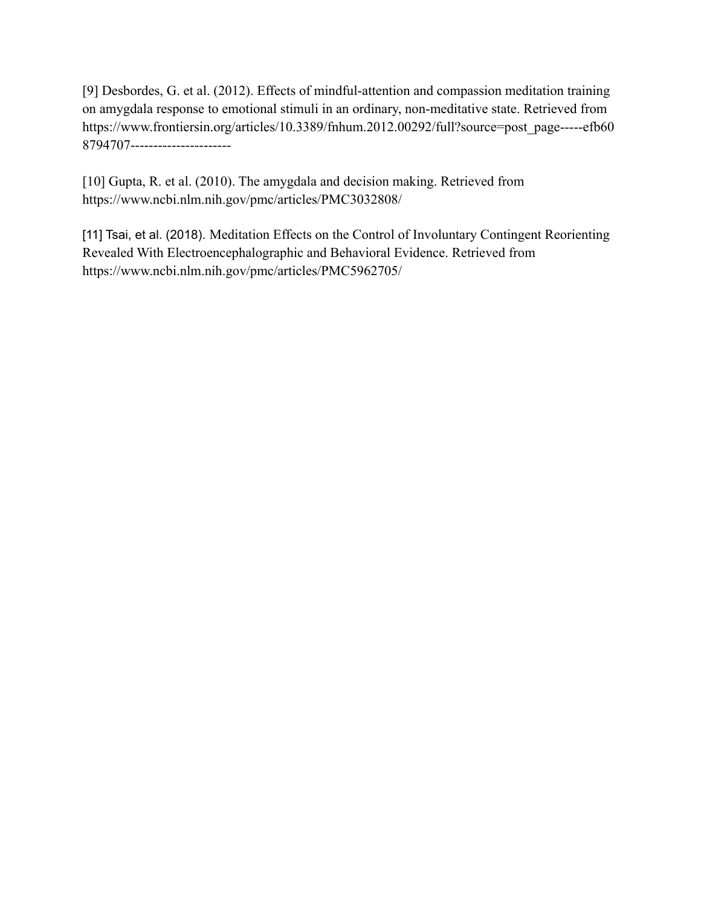[9] Desbordes, G. et al. (2012). Effects of mindful-attention and compassion meditation training on amygdala response to emotional stimuli in an ordinary, non-meditative state. Retrieved from https://www.frontiersin.org/articles/10.3389/fnhum.2012.00292/full?source=post_page-----efb608794707----------------------

[10] Gupta, R. et al. (2010). The amygdala and decision making. Retrieved from https://www.ncbi.nlm.nih.gov/pmc/articles/PMC3032808/

[11] Tsai, et al. (2018). Meditation Effects on the Control of Involuntary Contingent Reorienting Revealed With Electroencephalographic and Behavioral Evidence. Retrieved from https://www.ncbi.nlm.nih.gov/pmc/articles/PMC5962705/